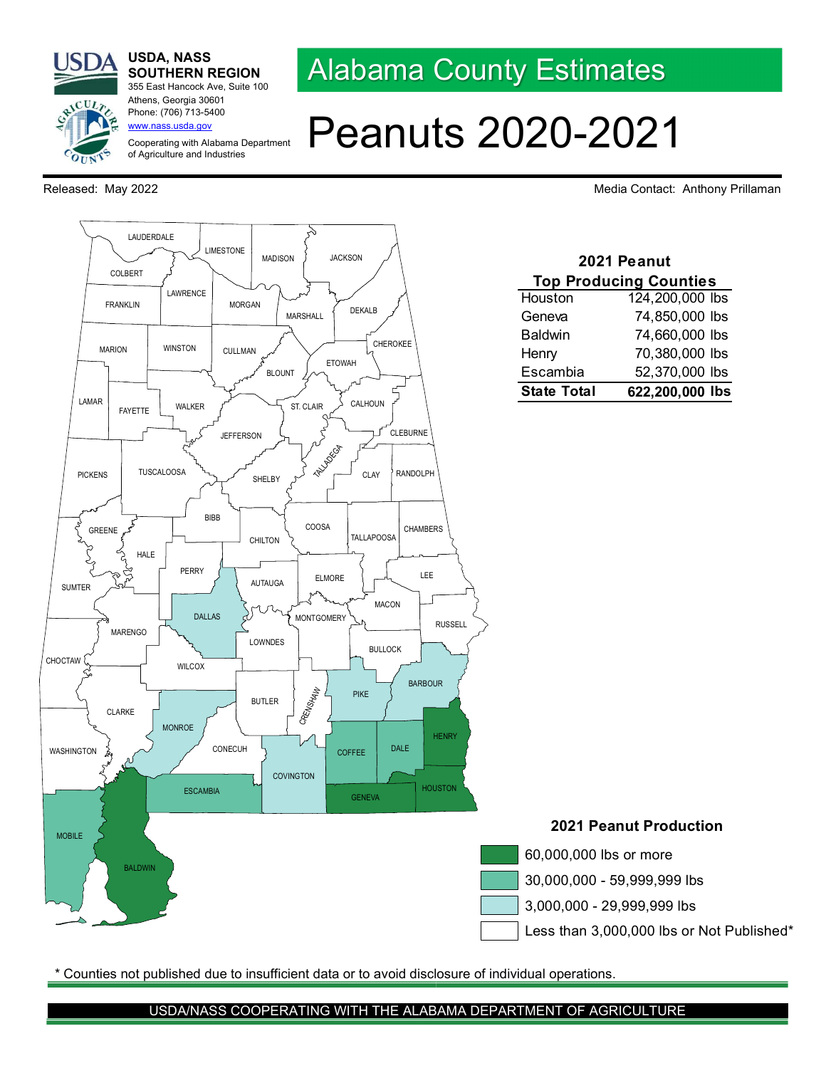**USDA, NASS SOUTHERN REGION**
355 East Hancock Ave, Suite 100
Athens, Georgia 30601
Phone: (706) 713-5400
www.nass.usda.gov

Cooperating with Alabama Department of Agriculture and Industries

# Alabama County Estimates

# Peanuts 2020-2021

Released: May 2022

Media Contact: Anthony Prillaman

### 2021 Peanut Top Producing Counties

| County | Production |
|---|---|
| Houston | 124,200,000 lbs |
| Geneva | 74,850,000 lbs |
| Baldwin | 74,660,000 lbs |
| Henry | 70,380,000 lbs |
| Escambia | 52,370,000 lbs |
| **State Total** | **622,200,000 lbs** |

### 2021 Peanut Production

- 60,000,000 lbs or more
- 30,000,000 - 59,999,999 lbs
- 3,000,000 - 29,999,999 lbs
- Less than 3,000,000 lbs or Not Published*

\* Counties not published due to insufficient data or to avoid disclosure of individual operations.

USDA/NASS COOPERATING WITH THE ALABAMA DEPARTMENT OF AGRICULTURE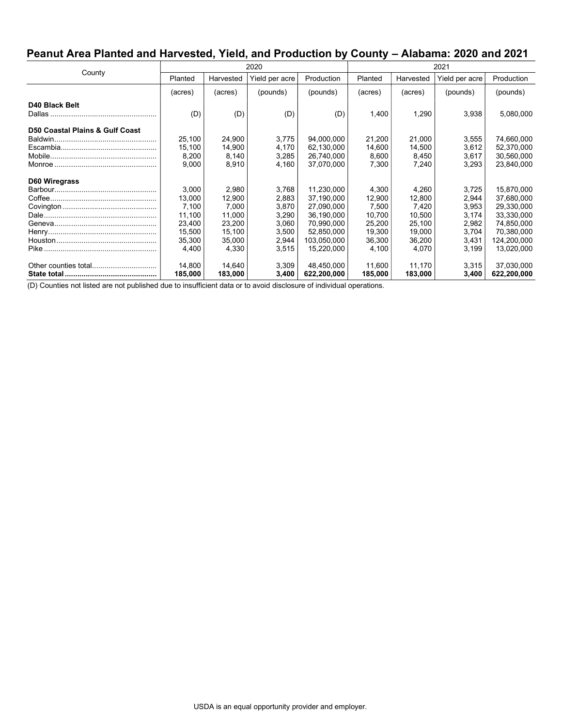## Peanut Area Planted and Harvested, Yield, and Production by County – Alabama: 2020 and 2021

| County | 2020 | | | | 2021 | | | |
|---|---|---|---|---|---|---|---|---|
| | Planted | Harvested | Yield per acre | Production | Planted | Harvested | Yield per acre | Production |
| | (acres) | (acres) | (pounds) | (pounds) | (acres) | (acres) | (pounds) | (pounds) |
| **D40 Black Belt** | | | | | | | | |
| Dallas | (D) | (D) | (D) | (D) | 1,400 | 1,290 | 3,938 | 5,080,000 |
| **D50 Coastal Plains & Gulf Coast** | | | | | | | | |
| Baldwin | 25,100 | 24,900 | 3,775 | 94,000,000 | 21,200 | 21,000 | 3,555 | 74,660,000 |
| Escambia | 15,100 | 14,900 | 4,170 | 62,130,000 | 14,600 | 14,500 | 3,612 | 52,370,000 |
| Mobile | 8,200 | 8,140 | 3,285 | 26,740,000 | 8,600 | 8,450 | 3,617 | 30,560,000 |
| Monroe | 9,000 | 8,910 | 4,160 | 37,070,000 | 7,300 | 7,240 | 3,293 | 23,840,000 |
| **D60 Wiregrass** | | | | | | | | |
| Barbour | 3,000 | 2,980 | 3,768 | 11,230,000 | 4,300 | 4,260 | 3,725 | 15,870,000 |
| Coffee | 13,000 | 12,900 | 2,883 | 37,190,000 | 12,900 | 12,800 | 2,944 | 37,680,000 |
| Covington | 7,100 | 7,000 | 3,870 | 27,090,000 | 7,500 | 7,420 | 3,953 | 29,330,000 |
| Dale | 11,100 | 11,000 | 3,290 | 36,190,000 | 10,700 | 10,500 | 3,174 | 33,330,000 |
| Geneva | 23,400 | 23,200 | 3,060 | 70,990,000 | 25,200 | 25,100 | 2,982 | 74,850,000 |
| Henry | 15,500 | 15,100 | 3,500 | 52,850,000 | 19,300 | 19,000 | 3,704 | 70,380,000 |
| Houston | 35,300 | 35,000 | 2,944 | 103,050,000 | 36,300 | 36,200 | 3,431 | 124,200,000 |
| Pike | 4,400 | 4,330 | 3,515 | 15,220,000 | 4,100 | 4,070 | 3,199 | 13,020,000 |
| Other counties total | 14,800 | 14,640 | 3,309 | 48,450,000 | 11,600 | 11,170 | 3,315 | 37,030,000 |
| **State total** | **185,000** | **183,000** | **3,400** | **622,200,000** | **185,000** | **183,000** | **3,400** | **622,200,000** |

(D) Counties not listed are not published due to insufficient data or to avoid disclosure of individual operations.

USDA is an equal opportunity provider and employer.